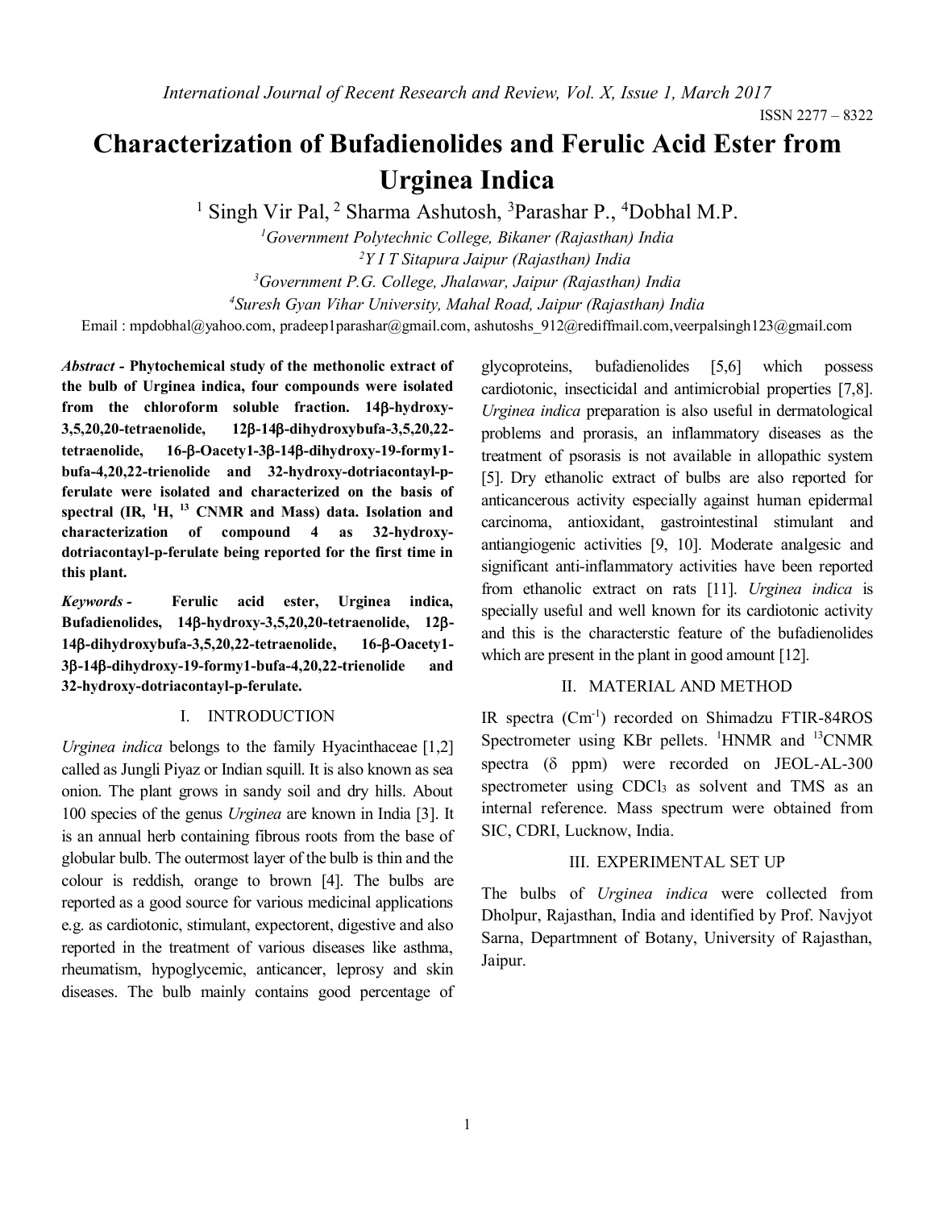ISSN 2277 – 8322

# Characterization of Bufadienolides and Ferulic Acid Ester from Urginea Indica

[1] Singh Vir Pal, [2] Sharma Ashutosh, [3]Parashar P., [4]Dobhal M.P.

[1]*Government Polytechnic College, Bikaner (Rajasthan) India*

[2]*Y I T Sitapura Jaipur (Rajasthan) India*

[3]*Government P.G. College, Jhalawar, Jaipur (Rajasthan) India*

[4]*Suresh Gyan Vihar University, Mahal Road, Jaipur (Rajasthan) India*

Email : mpdobhal@yahoo.com, pradeep1parashar@gmail.com, ashutoshs_912@rediffmail.com,veerpalsingh123@gmail.com

***Abstract* - Phytochemical study of the methonolic extract of the bulb of Urginea indica, four compounds were isolated from the chloroform soluble fraction. 14β-hydroxy-3,5,20,20-tetraenolide, 12β-14β-dihydroxybufa-3,5,20,22-tetraenolide, 16-β-Oacety1-3β-14β-dihydroxy-19-formy1-bufa-4,20,22-trienolide and 32-hydroxy-dotriacontayl-p-ferulate were isolated and characterized on the basis of spectral (IR, [1]H, [13] CNMR and Mass) data. Isolation and characterization of compound 4 as 32-hydroxy-dotriacontayl-p-ferulate being reported for the first time in this plant.**

***Keywords* - Ferulic acid ester, Urginea indica, Bufadienolides, 14β-hydroxy-3,5,20,20-tetraenolide, 12β-14β-dihydroxybufa-3,5,20,22-tetraenolide, 16-β-Oacety1-3β-14β-dihydroxy-19-formy1-bufa-4,20,22-trienolide and 32-hydroxy-dotriacontayl-p-ferulate.**

## I. INTRODUCTION

*Urginea indica* belongs to the family Hyacinthaceae [1,2] called as Jungli Piyaz or Indian squill. It is also known as sea onion. The plant grows in sandy soil and dry hills. About 100 species of the genus *Urginea* are known in India [3]. It is an annual herb containing fibrous roots from the base of globular bulb. The outermost layer of the bulb is thin and the colour is reddish, orange to brown [4]. The bulbs are reported as a good source for various medicinal applications e.g. as cardiotonic, stimulant, expectorent, digestive and also reported in the treatment of various diseases like asthma, rheumatism, hypoglycemic, anticancer, leprosy and skin diseases. The bulb mainly contains good percentage of glycoproteins, bufadienolides [5,6] which possess cardiotonic, insecticidal and antimicrobial properties [7,8]. *Urginea indica* preparation is also useful in dermatological problems and prorasis, an inflammatory diseases as the treatment of psorasis is not available in allopathic system [5]. Dry ethanolic extract of bulbs are also reported for anticancerous activity especially against human epidermal carcinoma, antioxidant, gastrointestinal stimulant and antiangiogenic activities [9, 10]. Moderate analgesic and significant anti-inflammatory activities have been reported from ethanolic extract on rats [11]. *Urginea indica* is specially useful and well known for its cardiotonic activity and this is the characterstic feature of the bufadienolides which are present in the plant in good amount [12].

## II. MATERIAL AND METHOD

IR spectra ($Cm^{-1}$) recorded on Shimadzu FTIR-84ROS Spectrometer using KBr pellets. $^{1}$HNMR and $^{13}$CNMR spectra (δ ppm) were recorded on JEOL-AL-300 spectrometer using $CDCl_3$ as solvent and TMS as an internal reference. Mass spectrum were obtained from SIC, CDRI, Lucknow, India.

## III. EXPERIMENTAL SET UP

The bulbs of *Urginea indica* were collected from Dholpur, Rajasthan, India and identified by Prof. Navjyot Sarna, Departmnent of Botany, University of Rajasthan, Jaipur.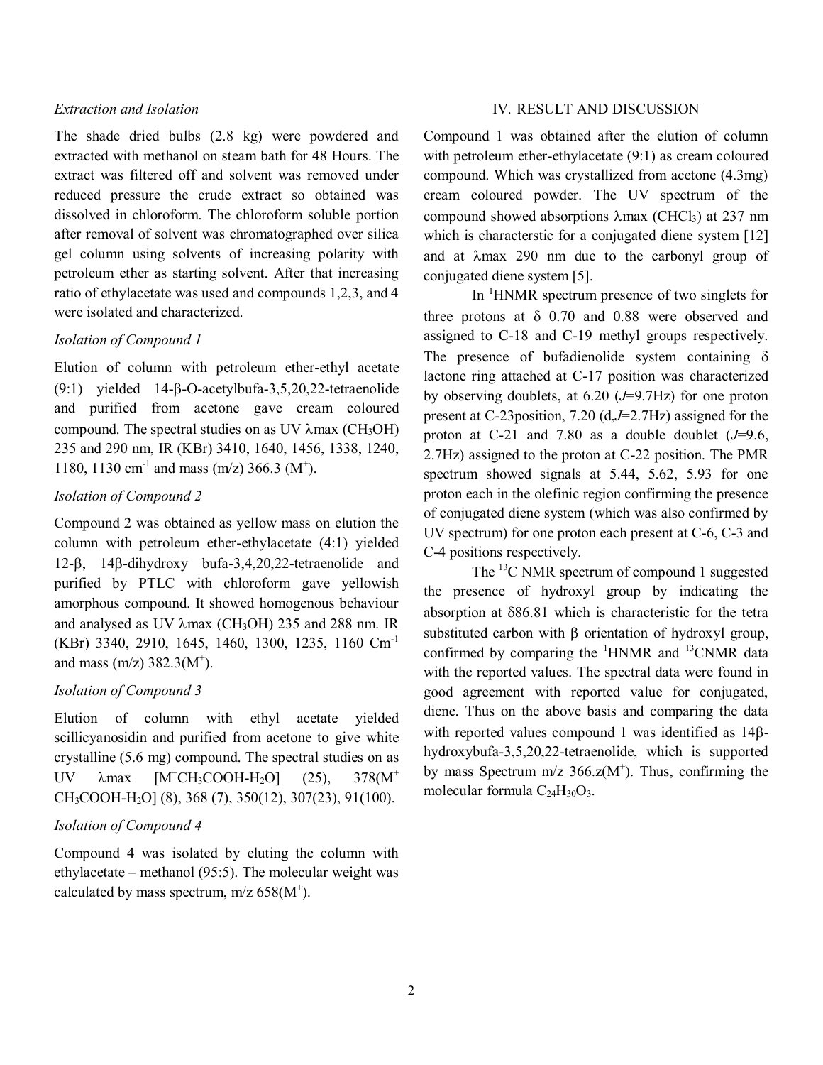*Extraction and Isolation*

The shade dried bulbs (2.8 kg) were powdered and extracted with methanol on steam bath for 48 Hours. The extract was filtered off and solvent was removed under reduced pressure the crude extract so obtained was dissolved in chloroform. The chloroform soluble portion after removal of solvent was chromatographed over silica gel column using solvents of increasing polarity with petroleum ether as starting solvent. After that increasing ratio of ethylacetate was used and compounds 1,2,3, and 4 were isolated and characterized.

*Isolation of Compound 1*

Elution of column with petroleum ether-ethyl acetate (9:1) yielded 14-β-O-acetylbufa-3,5,20,22-tetraenolide and purified from acetone gave cream coloured compound. The spectral studies on as UV λmax ($CH_3OH$) 235 and 290 nm, IR (KBr) 3410, 1640, 1456, 1338, 1240, 1180, 1130 $cm^{-1}$ and mass (m/z) 366.3 ($M^+$).

*Isolation of Compound 2*

Compound 2 was obtained as yellow mass on elution the column with petroleum ether-ethylacetate (4:1) yielded 12-β, 14β-dihydroxy bufa-3,4,20,22-tetraenolide and purified by PTLC with chloroform gave yellowish amorphous compound. It showed homogenous behaviour and analysed as UV λmax ($CH_3OH$) 235 and 288 nm. IR (KBr) 3340, 2910, 1645, 1460, 1300, 1235, 1160 $Cm^{-1}$ and mass (m/z) 382.3($M^+$).

*Isolation of Compound 3*

Elution of column with ethyl acetate yielded scillicyanosidin and purified from acetone to give white crystalline (5.6 mg) compound. The spectral studies on as UV λmax [$M^+CH_3COOH$-$H_2O$] (25), 378($M^+$ $CH_3COOH$-$H_2O$] (8), 368 (7), 350(12), 307(23), 91(100).

*Isolation of Compound 4*

Compound 4 was isolated by eluting the column with ethylacetate – methanol (95:5). The molecular weight was calculated by mass spectrum, m/z 658($M^+$).

## IV. RESULT AND DISCUSSION

Compound 1 was obtained after the elution of column with petroleum ether-ethylacetate (9:1) as cream coloured compound. Which was crystallized from acetone (4.3mg) cream coloured powder. The UV spectrum of the compound showed absorptions λmax ($CHCl_3$) at 237 nm which is characterstic for a conjugated diene system [12] and at λmax 290 nm due to the carbonyl group of conjugated diene system [5].

In $^1$HNMR spectrum presence of two singlets for three protons at δ 0.70 and 0.88 were observed and assigned to C-18 and C-19 methyl groups respectively. The presence of bufadienolide system containing δ lactone ring attached at C-17 position was characterized by observing doublets, at 6.20 ($J$=9.7Hz) for one proton present at C-23position, 7.20 (d,$J$=2.7Hz) assigned for the proton at C-21 and 7.80 as a double doublet ($J$=9.6, 2.7Hz) assigned to the proton at C-22 position. The PMR spectrum showed signals at 5.44, 5.62, 5.93 for one proton each in the olefinic region confirming the presence of conjugated diene system (which was also confirmed by UV spectrum) for one proton each present at C-6, C-3 and C-4 positions respectively.

The $^{13}$C NMR spectrum of compound 1 suggested the presence of hydroxyl group by indicating the absorption at δ86.81 which is characteristic for the tetra substituted carbon with β orientation of hydroxyl group, confirmed by comparing the $^1$HNMR and $^{13}$CNMR data with the reported values. The spectral data were found in good agreement with reported value for conjugated, diene. Thus on the above basis and comparing the data with reported values compound 1 was identified as 14β-hydroxybufa-3,5,20,22-tetraenolide, which is supported by mass Spectrum m/z 366.z($M^+$). Thus, confirming the molecular formula $C_{24}H_{30}O_3$.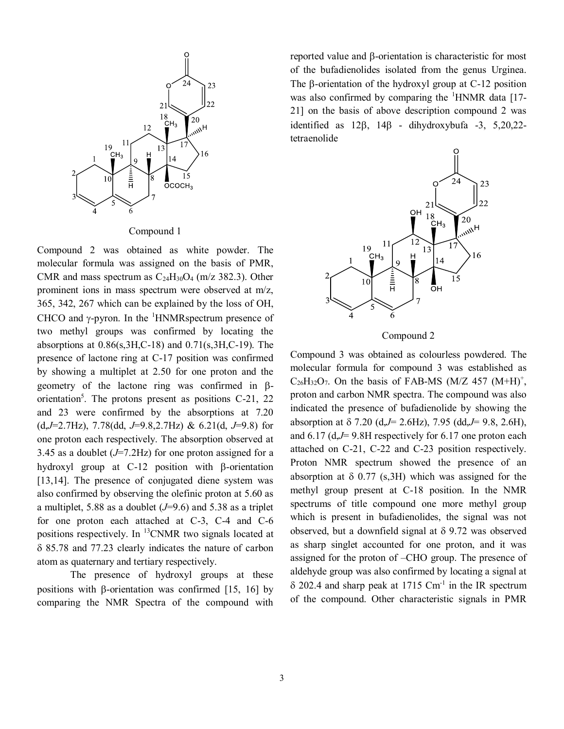Compound 1

Compound 2 was obtained as white powder. The molecular formula was assigned on the basis of PMR, CMR and mass spectrum as $C_{24}H_{30}O_4$ (m/z 382.3). Other prominent ions in mass spectrum were observed at m/z, 365, 342, 267 which can be explained by the loss of OH, CHCO and γ-pyron. In the $^1$HNMRspectrum presence of two methyl groups was confirmed by locating the absorptions at 0.86(s,3H,C-18) and 0.71(s,3H,C-19). The presence of lactone ring at C-17 position was confirmed by showing a multiplet at 2.50 for one proton and the geometry of the lactone ring was confirmed in β-orientation[5]. The protons present as positions C-21, 22 and 23 were confirmed by the absorptions at 7.20 (d,*J*=2.7Hz), 7.78(dd, *J*=9.8,2.7Hz) & 6.21(d, *J*=9.8) for one proton each respectively. The absorption observed at 3.45 as a doublet (*J*=7.2Hz) for one proton assigned for a hydroxyl group at C-12 position with β-orientation [13,14]. The presence of conjugated diene system was also confirmed by observing the olefinic proton at 5.60 as a multiplet, 5.88 as a doublet (*J*=9.6) and 5.38 as a triplet for one proton each attached at C-3, C-4 and C-6 positions respectively. In $^{13}$CNMR two signals located at δ 85.78 and 77.23 clearly indicates the nature of carbon atom as quaternary and tertiary respectively.

The presence of hydroxyl groups at these positions with β-orientation was confirmed [15, 16] by comparing the NMR Spectra of the compound with reported value and β-orientation is characteristic for most of the bufadienolides isolated from the genus Urginea. The β-orientation of the hydroxyl group at C-12 position was also confirmed by comparing the $^1$HNMR data [17-21] on the basis of above description compound 2 was identified as 12β, 14β - dihydroxybufa -3, 5,20,22-tetraenolide

Compound 2

Compound 3 was obtained as colourless powdered. The molecular formula for compound 3 was established as $C_{26}H_{32}O_7$. On the basis of FAB-MS (M/Z 457 $(M+H)^+$, proton and carbon NMR spectra. The compound was also indicated the presence of bufadienolide by showing the absorption at δ 7.20 (d,*J*= 2.6Hz), 7.95 (dd,*J*= 9.8, 2.6H), and 6.17 (d,*J*= 9.8H respectively for 6.17 one proton each attached on C-21, C-22 and C-23 position respectively. Proton NMR spectrum showed the presence of an absorption at δ 0.77 (s,3H) which was assigned for the methyl group present at C-18 position. In the NMR spectrums of title compound one more methyl group which is present in bufadienolides, the signal was not observed, but a downfield signal at δ 9.72 was observed as sharp singlet accounted for one proton, and it was assigned for the proton of –CHO group. The presence of aldehyde group was also confirmed by locating a signal at δ 202.4 and sharp peak at 1715 Cm$^{-1}$ in the IR spectrum of the compound. Other characteristic signals in PMR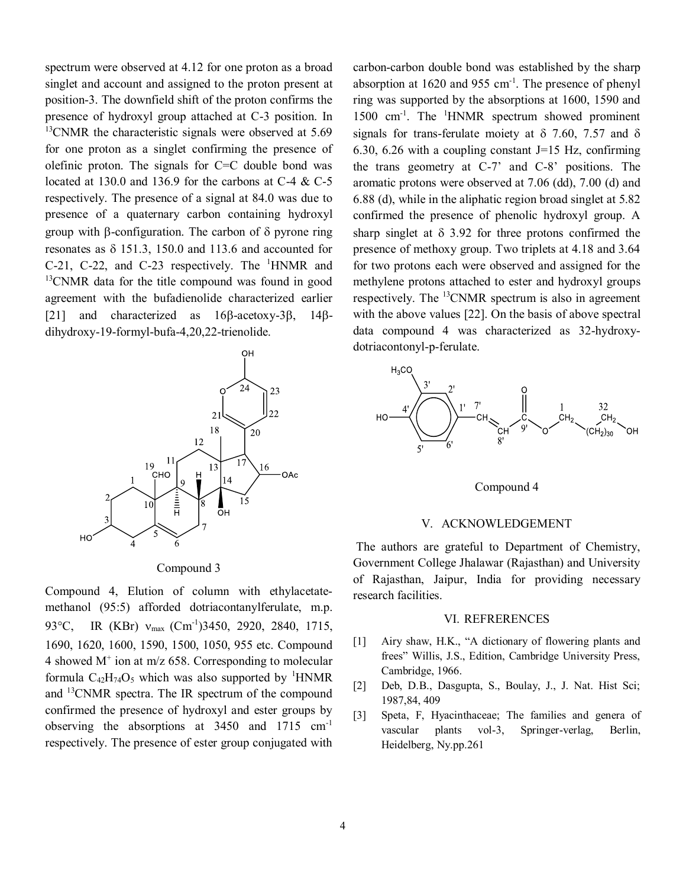spectrum were observed at 4.12 for one proton as a broad singlet and account and assigned to the proton present at position-3. The downfield shift of the proton confirms the presence of hydroxyl group attached at C-3 position. In $^{13}$CNMR the characteristic signals were observed at 5.69 for one proton as a singlet confirming the presence of olefinic proton. The signals for C=C double bond was located at 130.0 and 136.9 for the carbons at C-4 & C-5 respectively. The presence of a signal at 84.0 was due to presence of a quaternary carbon containing hydroxyl group with β-configuration. The carbon of δ pyrone ring resonates as δ 151.3, 150.0 and 113.6 and accounted for C-21, C-22, and C-23 respectively. The $^{1}$HNMR and $^{13}$CNMR data for the title compound was found in good agreement with the bufadienolide characterized earlier [21] and characterized as 16β-acetoxy-3β, 14β-dihydroxy-19-formyl-bufa-4,20,22-trienolide.

Compound 3

Compound 4, Elution of column with ethylacetate-methanol (95:5) afforded dotriacontanylferulate, m.p. 93°C, IR (KBr) $\nu_{max}$ (Cm$^{-1}$)3450, 2920, 2840, 1715, 1690, 1620, 1600, 1590, 1500, 1050, 955 etc. Compound 4 showed $M^+$ ion at m/z 658. Corresponding to molecular formula $C_{42}H_{74}O_5$ which was also supported by $^{1}$HNMR and $^{13}$CNMR spectra. The IR spectrum of the compound confirmed the presence of hydroxyl and ester groups by observing the absorptions at 3450 and 1715 cm$^{-1}$ respectively. The presence of ester group conjugated with carbon-carbon double bond was established by the sharp absorption at 1620 and 955 cm$^{-1}$. The presence of phenyl ring was supported by the absorptions at 1600, 1590 and 1500 cm$^{-1}$. The $^{1}$HNMR spectrum showed prominent signals for trans-ferulate moiety at δ 7.60, 7.57 and δ 6.30, 6.26 with a coupling constant J=15 Hz, confirming the trans geometry at C-7' and C-8' positions. The aromatic protons were observed at 7.06 (dd), 7.00 (d) and 6.88 (d), while in the aliphatic region broad singlet at 5.82 confirmed the presence of phenolic hydroxyl group. A sharp singlet at δ 3.92 for three protons confirmed the presence of methoxy group. Two triplets at 4.18 and 3.64 for two protons each were observed and assigned for the methylene protons attached to ester and hydroxyl groups respectively. The $^{13}$CNMR spectrum is also in agreement with the above values [22]. On the basis of above spectral data compound 4 was characterized as 32-hydroxy-dotriacontonyl-p-ferulate.

Compound 4

## V. ACKNOWLEDGEMENT

The authors are grateful to Department of Chemistry, Government College Jhalawar (Rajasthan) and University of Rajasthan, Jaipur, India for providing necessary research facilities.

## VI. REFRERENCES

[1] Airy shaw, H.K., "A dictionary of flowering plants and frees" Willis, J.S., Edition, Cambridge University Press, Cambridge, 1966.

[2] Deb, D.B., Dasgupta, S., Boulay, J., J. Nat. Hist Sci; 1987,84, 409

[3] Speta, F, Hyacinthaceae; The families and genera of vascular plants vol-3, Springer-verlag, Berlin, Heidelberg, Ny.pp.261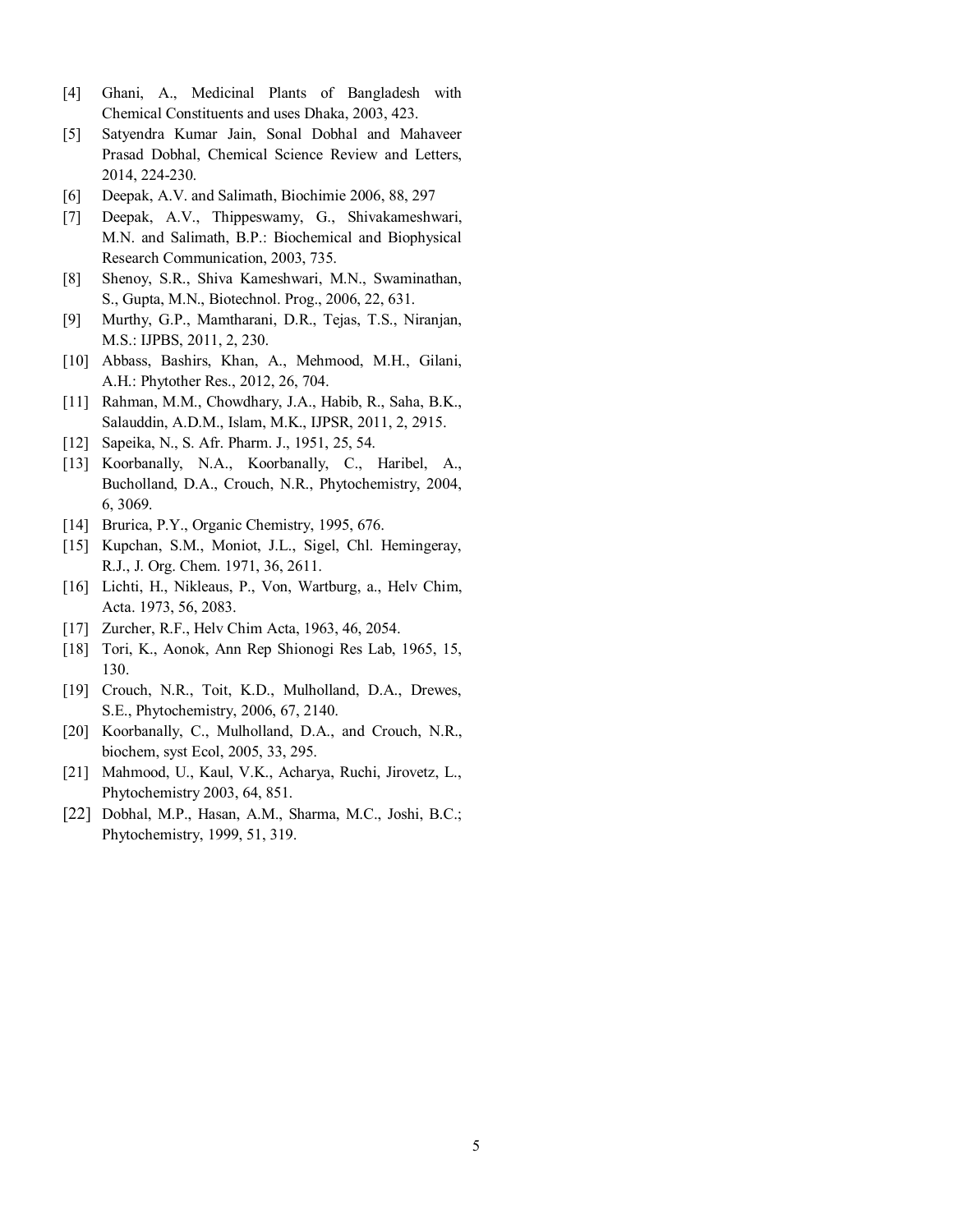[4] Ghani, A., Medicinal Plants of Bangladesh with Chemical Constituents and uses Dhaka, 2003, 423.

[5] Satyendra Kumar Jain, Sonal Dobhal and Mahaveer Prasad Dobhal, Chemical Science Review and Letters, 2014, 224-230.

[6] Deepak, A.V. and Salimath, Biochimie 2006, 88, 297

[7] Deepak, A.V., Thippeswamy, G., Shivakameshwari, M.N. and Salimath, B.P.: Biochemical and Biophysical Research Communication, 2003, 735.

[8] Shenoy, S.R., Shiva Kameshwari, M.N., Swaminathan, S., Gupta, M.N., Biotechnol. Prog., 2006, 22, 631.

[9] Murthy, G.P., Mamtharani, D.R., Tejas, T.S., Niranjan, M.S.: IJPBS, 2011, 2, 230.

[10] Abbass, Bashirs, Khan, A., Mehmood, M.H., Gilani, A.H.: Phytother Res., 2012, 26, 704.

[11] Rahman, M.M., Chowdhary, J.A., Habib, R., Saha, B.K., Salauddin, A.D.M., Islam, M.K., IJPSR, 2011, 2, 2915.

[12] Sapeika, N., S. Afr. Pharm. J., 1951, 25, 54.

[13] Koorbanally, N.A., Koorbanally, C., Haribel, A., Bucholland, D.A., Crouch, N.R., Phytochemistry, 2004, 6, 3069.

[14] Brurica, P.Y., Organic Chemistry, 1995, 676.

[15] Kupchan, S.M., Moniot, J.L., Sigel, Chl. Hemingeray, R.J., J. Org. Chem. 1971, 36, 2611.

[16] Lichti, H., Nikleaus, P., Von, Wartburg, a., Helv Chim, Acta. 1973, 56, 2083.

[17] Zurcher, R.F., Helv Chim Acta, 1963, 46, 2054.

[18] Tori, K., Aonok, Ann Rep Shionogi Res Lab, 1965, 15, 130.

[19] Crouch, N.R., Toit, K.D., Mulholland, D.A., Drewes, S.E., Phytochemistry, 2006, 67, 2140.

[20] Koorbanally, C., Mulholland, D.A., and Crouch, N.R., biochem, syst Ecol, 2005, 33, 295.

[21] Mahmood, U., Kaul, V.K., Acharya, Ruchi, Jirovetz, L., Phytochemistry 2003, 64, 851.

[22] Dobhal, M.P., Hasan, A.M., Sharma, M.C., Joshi, B.C.; Phytochemistry, 1999, 51, 319.